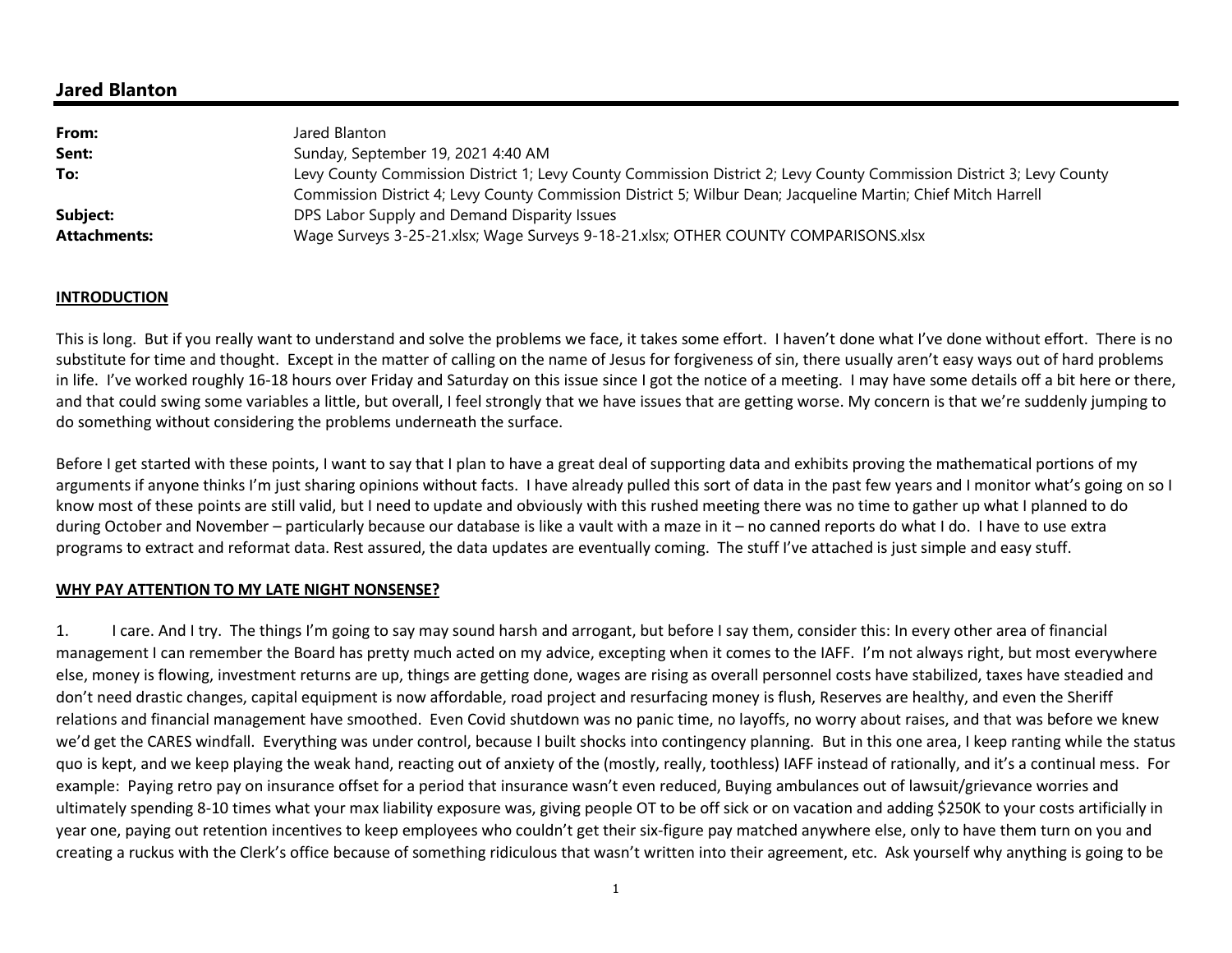# Jared Blanton

| | |
|---|---|
| **From:** | Jared Blanton |
| **Sent:** | Sunday, September 19, 2021 4:40 AM |
| **To:** | Levy County Commission District 1; Levy County Commission District 2; Levy County Commission District 3; Levy County Commission District 4; Levy County Commission District 5; Wilbur Dean; Jacqueline Martin; Chief Mitch Harrell |
| **Subject:** | DPS Labor Supply and Demand Disparity Issues |
| **Attachments:** | Wage Surveys 3-25-21.xlsx; Wage Surveys 9-18-21.xlsx; OTHER COUNTY COMPARISONS.xlsx |

**INTRODUCTION**

This is long. But if you really want to understand and solve the problems we face, it takes some effort. I haven't done what I've done without effort. There is no substitute for time and thought. Except in the matter of calling on the name of Jesus for forgiveness of sin, there usually aren't easy ways out of hard problems in life. I've worked roughly 16-18 hours over Friday and Saturday on this issue since I got the notice of a meeting. I may have some details off a bit here or there, and that could swing some variables a little, but overall, I feel strongly that we have issues that are getting worse. My concern is that we're suddenly jumping to do something without considering the problems underneath the surface.

Before I get started with these points, I want to say that I plan to have a great deal of supporting data and exhibits proving the mathematical portions of my arguments if anyone thinks I'm just sharing opinions without facts. I have already pulled this sort of data in the past few years and I monitor what's going on so I know most of these points are still valid, but I need to update and obviously with this rushed meeting there was no time to gather up what I planned to do during October and November – particularly because our database is like a vault with a maze in it – no canned reports do what I do. I have to use extra programs to extract and reformat data. Rest assured, the data updates are eventually coming. The stuff I've attached is just simple and easy stuff.

**WHY PAY ATTENTION TO MY LATE NIGHT NONSENSE?**

1. I care. And I try. The things I'm going to say may sound harsh and arrogant, but before I say them, consider this: In every other area of financial management I can remember the Board has pretty much acted on my advice, excepting when it comes to the IAFF. I'm not always right, but most everywhere else, money is flowing, investment returns are up, things are getting done, wages are rising as overall personnel costs have stabilized, taxes have steadied and don't need drastic changes, capital equipment is now affordable, road project and resurfacing money is flush, Reserves are healthy, and even the Sheriff relations and financial management have smoothed. Even Covid shutdown was no panic time, no layoffs, no worry about raises, and that was before we knew we'd get the CARES windfall. Everything was under control, because I built shocks into contingency planning. But in this one area, I keep ranting while the status quo is kept, and we keep playing the weak hand, reacting out of anxiety of the (mostly, really, toothless) IAFF instead of rationally, and it's a continual mess. For example: Paying retro pay on insurance offset for a period that insurance wasn't even reduced, Buying ambulances out of lawsuit/grievance worries and ultimately spending 8-10 times what your max liability exposure was, giving people OT to be off sick or on vacation and adding $250K to your costs artificially in year one, paying out retention incentives to keep employees who couldn't get their six-figure pay matched anywhere else, only to have them turn on you and creating a ruckus with the Clerk's office because of something ridiculous that wasn't written into their agreement, etc. Ask yourself why anything is going to be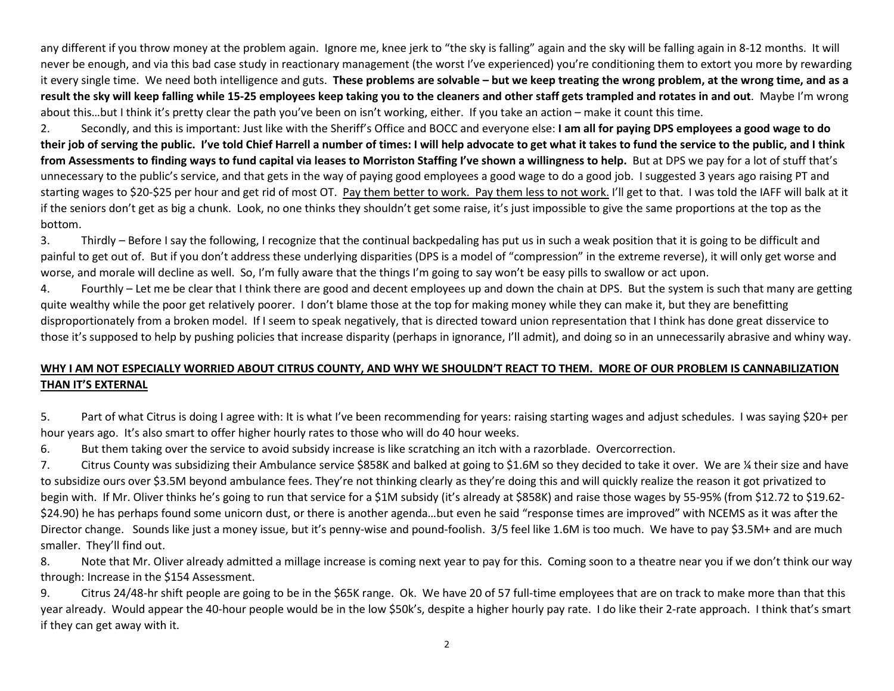any different if you throw money at the problem again. Ignore me, knee jerk to "the sky is falling" again and the sky will be falling again in 8-12 months. It will never be enough, and via this bad case study in reactionary management (the worst I've experienced) you're conditioning them to extort you more by rewarding it every single time. We need both intelligence and guts. **These problems are solvable – but we keep treating the wrong problem, at the wrong time, and as a result the sky will keep falling while 15-25 employees keep taking you to the cleaners and other staff gets trampled and rotates in and out**. Maybe I'm wrong about this…but I think it's pretty clear the path you've been on isn't working, either. If you take an action – make it count this time.

2. Secondly, and this is important: Just like with the Sheriff's Office and BOCC and everyone else: **I am all for paying DPS employees a good wage to do their job of serving the public. I've told Chief Harrell a number of times: I will help advocate to get what it takes to fund the service to the public, and I think from Assessments to finding ways to fund capital via leases to Morriston Staffing I've shown a willingness to help.** But at DPS we pay for a lot of stuff that's unnecessary to the public's service, and that gets in the way of paying good employees a good wage to do a good job. I suggested 3 years ago raising PT and starting wages to $20-$25 per hour and get rid of most OT. <u>Pay them better to work. Pay them less to not work.</u> I'll get to that. I was told the IAFF will balk at it if the seniors don't get as big a chunk. Look, no one thinks they shouldn't get some raise, it's just impossible to give the same proportions at the top as the bottom.

3. Thirdly – Before I say the following, I recognize that the continual backpedaling has put us in such a weak position that it is going to be difficult and painful to get out of. But if you don't address these underlying disparities (DPS is a model of "compression" in the extreme reverse), it will only get worse and worse, and morale will decline as well. So, I'm fully aware that the things I'm going to say won't be easy pills to swallow or act upon.

4. Fourthly – Let me be clear that I think there are good and decent employees up and down the chain at DPS. But the system is such that many are getting quite wealthy while the poor get relatively poorer. I don't blame those at the top for making money while they can make it, but they are benefitting disproportionately from a broken model. If I seem to speak negatively, that is directed toward union representation that I think has done great disservice to those it's supposed to help by pushing policies that increase disparity (perhaps in ignorance, I'll admit), and doing so in an unnecessarily abrasive and whiny way.

## <u>**WHY I AM NOT ESPECIALLY WORRIED ABOUT CITRUS COUNTY, AND WHY WE SHOULDN'T REACT TO THEM. MORE OF OUR PROBLEM IS CANNABILIZATION THAN IT'S EXTERNAL**</u>

5. Part of what Citrus is doing I agree with: It is what I've been recommending for years: raising starting wages and adjust schedules. I was saying $20+ per hour years ago. It's also smart to offer higher hourly rates to those who will do 40 hour weeks.

6. But them taking over the service to avoid subsidy increase is like scratching an itch with a razorblade. Overcorrection.

7. Citrus County was subsidizing their Ambulance service $858K and balked at going to $1.6M so they decided to take it over. We are ¼ their size and have to subsidize ours over $3.5M beyond ambulance fees. They're not thinking clearly as they're doing this and will quickly realize the reason it got privatized to begin with. If Mr. Oliver thinks he's going to run that service for a $1M subsidy (it's already at $858K) and raise those wages by 55-95% (from $12.72 to $19.62-$24.90) he has perhaps found some unicorn dust, or there is another agenda…but even he said "response times are improved" with NCEMS as it was after the Director change. Sounds like just a money issue, but it's penny-wise and pound-foolish. 3/5 feel like 1.6M is too much. We have to pay $3.5M+ and are much smaller. They'll find out.

8. Note that Mr. Oliver already admitted a millage increase is coming next year to pay for this. Coming soon to a theatre near you if we don't think our way through: Increase in the $154 Assessment.

9. Citrus 24/48-hr shift people are going to be in the $65K range. Ok. We have 20 of 57 full-time employees that are on track to make more than that this year already. Would appear the 40-hour people would be in the low $50k's, despite a higher hourly pay rate. I do like their 2-rate approach. I think that's smart if they can get away with it.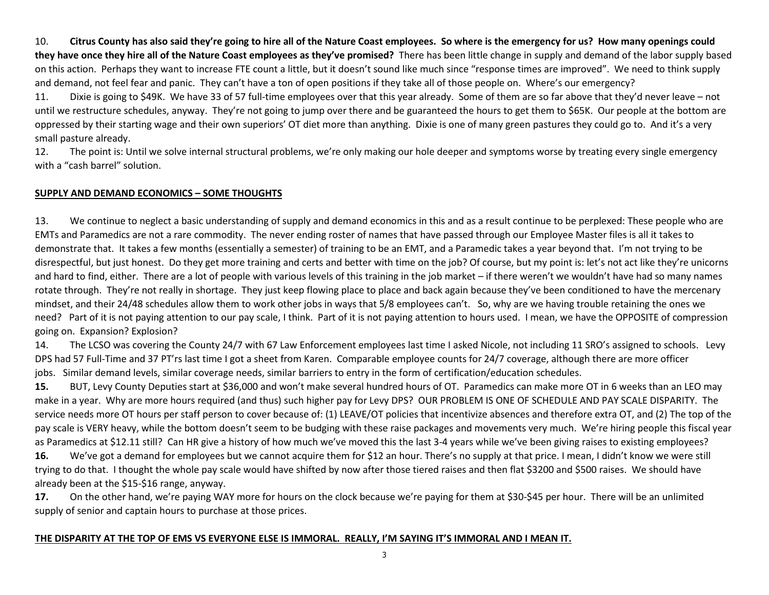10. **Citrus County has also said they're going to hire all of the Nature Coast employees. So where is the emergency for us? How many openings could they have once they hire all of the Nature Coast employees as they've promised?** There has been little change in supply and demand of the labor supply based on this action. Perhaps they want to increase FTE count a little, but it doesn't sound like much since "response times are improved". We need to think supply and demand, not feel fear and panic. They can't have a ton of open positions if they take all of those people on. Where's our emergency?

11. Dixie is going to $49K. We have 33 of 57 full-time employees over that this year already. Some of them are so far above that they'd never leave – not until we restructure schedules, anyway. They're not going to jump over there and be guaranteed the hours to get them to $65K. Our people at the bottom are oppressed by their starting wage and their own superiors' OT diet more than anything. Dixie is one of many green pastures they could go to. And it's a very small pasture already.

12. The point is: Until we solve internal structural problems, we're only making our hole deeper and symptoms worse by treating every single emergency with a "cash barrel" solution.

**<u>SUPPLY AND DEMAND ECONOMICS – SOME THOUGHTS</u>**

13. We continue to neglect a basic understanding of supply and demand economics in this and as a result continue to be perplexed: These people who are EMTs and Paramedics are not a rare commodity. The never ending roster of names that have passed through our Employee Master files is all it takes to demonstrate that. It takes a few months (essentially a semester) of training to be an EMT, and a Paramedic takes a year beyond that. I'm not trying to be disrespectful, but just honest. Do they get more training and certs and better with time on the job? Of course, but my point is: let's not act like they're unicorns and hard to find, either. There are a lot of people with various levels of this training in the job market – if there weren't we wouldn't have had so many names rotate through. They're not really in shortage. They just keep flowing place to place and back again because they've been conditioned to have the mercenary mindset, and their 24/48 schedules allow them to work other jobs in ways that 5/8 employees can't. So, why are we having trouble retaining the ones we need? Part of it is not paying attention to our pay scale, I think. Part of it is not paying attention to hours used. I mean, we have the OPPOSITE of compression going on. Expansion? Explosion?

14. The LCSO was covering the County 24/7 with 67 Law Enforcement employees last time I asked Nicole, not including 11 SRO's assigned to schools. Levy DPS had 57 Full-Time and 37 PT'rs last time I got a sheet from Karen. Comparable employee counts for 24/7 coverage, although there are more officer jobs. Similar demand levels, similar coverage needs, similar barriers to entry in the form of certification/education schedules.

**15.** BUT, Levy County Deputies start at $36,000 and won't make several hundred hours of OT. Paramedics can make more OT in 6 weeks than an LEO may make in a year. Why are more hours required (and thus) such higher pay for Levy DPS? OUR PROBLEM IS ONE OF SCHEDULE AND PAY SCALE DISPARITY. The service needs more OT hours per staff person to cover because of: (1) LEAVE/OT policies that incentivize absences and therefore extra OT, and (2) The top of the pay scale is VERY heavy, while the bottom doesn't seem to be budging with these raise packages and movements very much. We're hiring people this fiscal year as Paramedics at $12.11 still? Can HR give a history of how much we've moved this the last 3-4 years while we've been giving raises to existing employees?

**16.** We've got a demand for employees but we cannot acquire them for $12 an hour. There's no supply at that price. I mean, I didn't know we were still trying to do that. I thought the whole pay scale would have shifted by now after those tiered raises and then flat $3200 and $500 raises. We should have already been at the $15-$16 range, anyway.

**17.** On the other hand, we're paying WAY more for hours on the clock because we're paying for them at $30-$45 per hour. There will be an unlimited supply of senior and captain hours to purchase at those prices.

**<u>THE DISPARITY AT THE TOP OF EMS VS EVERYONE ELSE IS IMMORAL. REALLY, I'M SAYING IT'S IMMORAL AND I MEAN IT.</u>**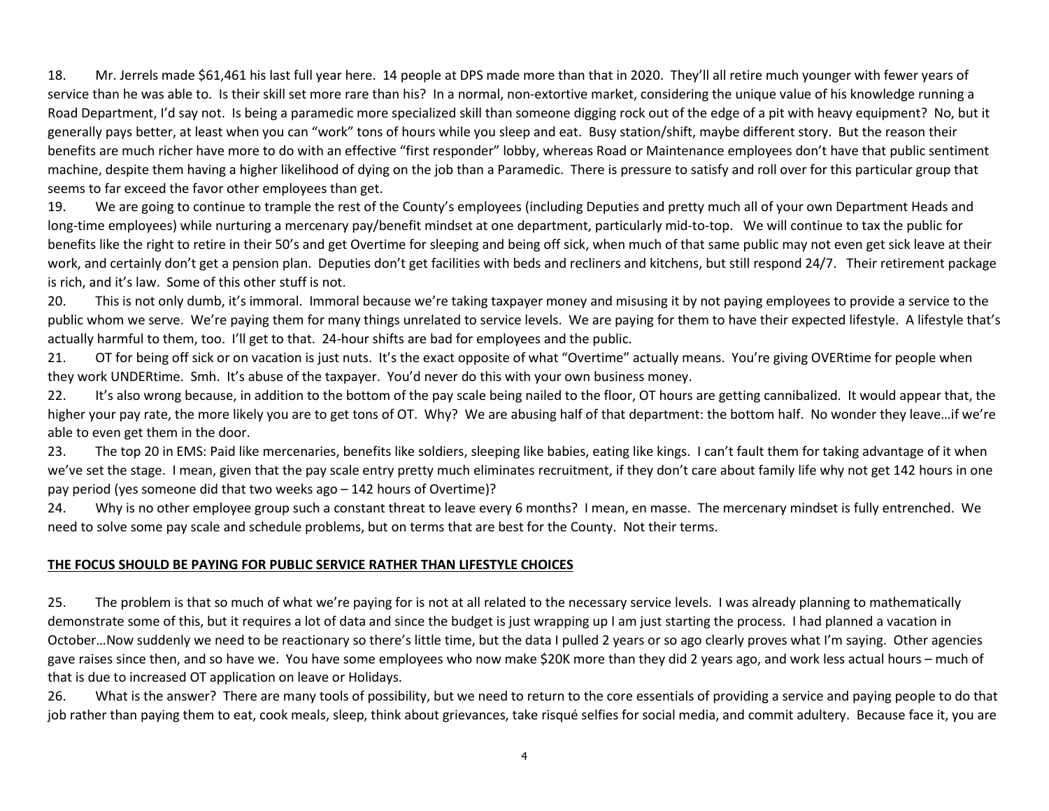18. Mr. Jerrels made $61,461 his last full year here. 14 people at DPS made more than that in 2020. They'll all retire much younger with fewer years of service than he was able to. Is their skill set more rare than his? In a normal, non-extortive market, considering the unique value of his knowledge running a Road Department, I'd say not. Is being a paramedic more specialized skill than someone digging rock out of the edge of a pit with heavy equipment? No, but it generally pays better, at least when you can "work" tons of hours while you sleep and eat. Busy station/shift, maybe different story. But the reason their benefits are much richer have more to do with an effective "first responder" lobby, whereas Road or Maintenance employees don't have that public sentiment machine, despite them having a higher likelihood of dying on the job than a Paramedic. There is pressure to satisfy and roll over for this particular group that seems to far exceed the favor other employees than get.

19. We are going to continue to trample the rest of the County's employees (including Deputies and pretty much all of your own Department Heads and long-time employees) while nurturing a mercenary pay/benefit mindset at one department, particularly mid-to-top. We will continue to tax the public for benefits like the right to retire in their 50's and get Overtime for sleeping and being off sick, when much of that same public may not even get sick leave at their work, and certainly don't get a pension plan. Deputies don't get facilities with beds and recliners and kitchens, but still respond 24/7. Their retirement package is rich, and it's law. Some of this other stuff is not.

20. This is not only dumb, it's immoral. Immoral because we're taking taxpayer money and misusing it by not paying employees to provide a service to the public whom we serve. We're paying them for many things unrelated to service levels. We are paying for them to have their expected lifestyle. A lifestyle that's actually harmful to them, too. I'll get to that. 24-hour shifts are bad for employees and the public.

21. OT for being off sick or on vacation is just nuts. It's the exact opposite of what "Overtime" actually means. You're giving OVERtime for people when they work UNDERtime. Smh. It's abuse of the taxpayer. You'd never do this with your own business money.

22. It's also wrong because, in addition to the bottom of the pay scale being nailed to the floor, OT hours are getting cannibalized. It would appear that, the higher your pay rate, the more likely you are to get tons of OT. Why? We are abusing half of that department: the bottom half. No wonder they leave…if we're able to even get them in the door.

23. The top 20 in EMS: Paid like mercenaries, benefits like soldiers, sleeping like babies, eating like kings. I can't fault them for taking advantage of it when we've set the stage. I mean, given that the pay scale entry pretty much eliminates recruitment, if they don't care about family life why not get 142 hours in one pay period (yes someone did that two weeks ago – 142 hours of Overtime)?

24. Why is no other employee group such a constant threat to leave every 6 months? I mean, en masse. The mercenary mindset is fully entrenched. We need to solve some pay scale and schedule problems, but on terms that are best for the County. Not their terms.

**THE FOCUS SHOULD BE PAYING FOR PUBLIC SERVICE RATHER THAN LIFESTYLE CHOICES**

25. The problem is that so much of what we're paying for is not at all related to the necessary service levels. I was already planning to mathematically demonstrate some of this, but it requires a lot of data and since the budget is just wrapping up I am just starting the process. I had planned a vacation in October…Now suddenly we need to be reactionary so there's little time, but the data I pulled 2 years or so ago clearly proves what I'm saying. Other agencies gave raises since then, and so have we. You have some employees who now make $20K more than they did 2 years ago, and work less actual hours – much of that is due to increased OT application on leave or Holidays.

26. What is the answer? There are many tools of possibility, but we need to return to the core essentials of providing a service and paying people to do that job rather than paying them to eat, cook meals, sleep, think about grievances, take risqué selfies for social media, and commit adultery. Because face it, you are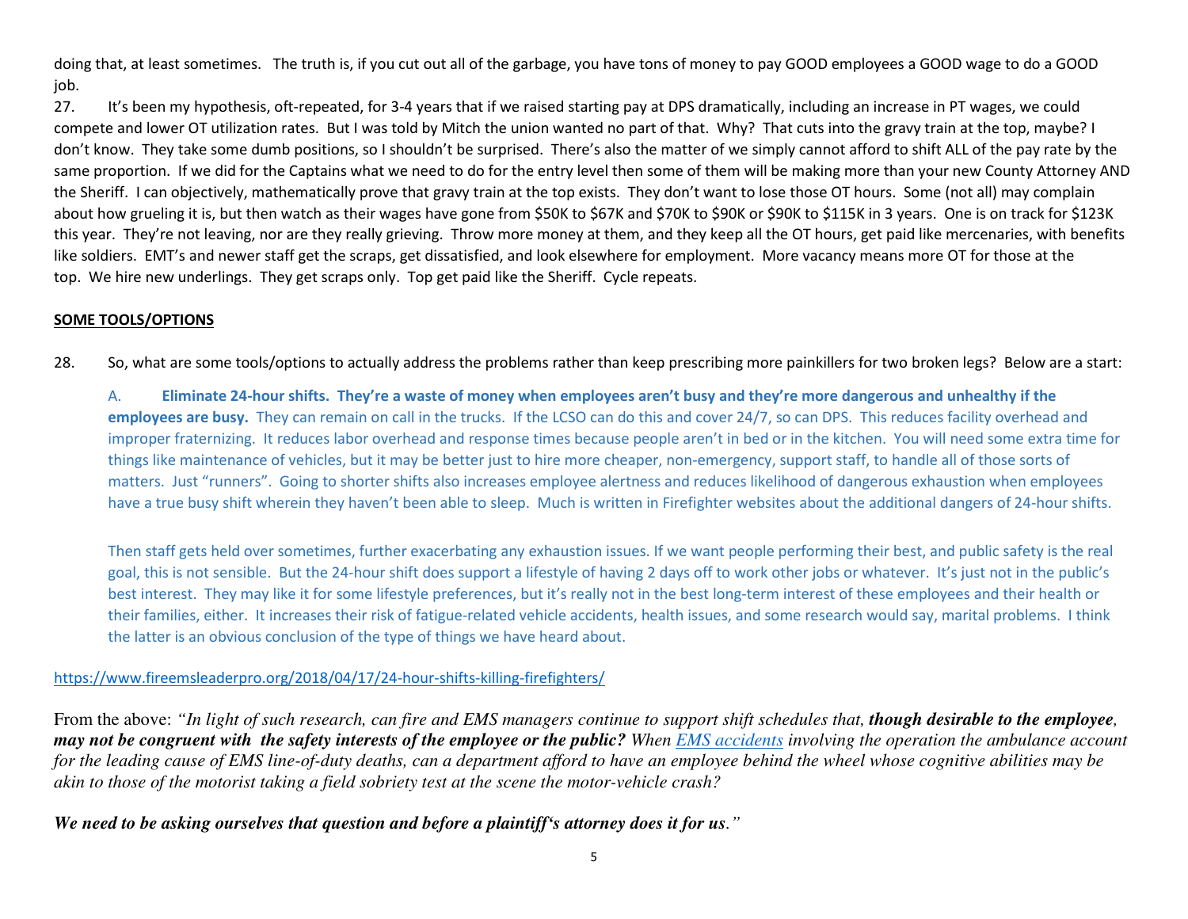doing that, at least sometimes. The truth is, if you cut out all of the garbage, you have tons of money to pay GOOD employees a GOOD wage to do a GOOD job.

27. It's been my hypothesis, oft-repeated, for 3-4 years that if we raised starting pay at DPS dramatically, including an increase in PT wages, we could compete and lower OT utilization rates. But I was told by Mitch the union wanted no part of that. Why? That cuts into the gravy train at the top, maybe? I don't know. They take some dumb positions, so I shouldn't be surprised. There's also the matter of we simply cannot afford to shift ALL of the pay rate by the same proportion. If we did for the Captains what we need to do for the entry level then some of them will be making more than your new County Attorney AND the Sheriff. I can objectively, mathematically prove that gravy train at the top exists. They don't want to lose those OT hours. Some (not all) may complain about how grueling it is, but then watch as their wages have gone from $50K to $67K and $70K to $90K or $90K to $115K in 3 years. One is on track for $123K this year. They're not leaving, nor are they really grieving. Throw more money at them, and they keep all the OT hours, get paid like mercenaries, with benefits like soldiers. EMT's and newer staff get the scraps, get dissatisfied, and look elsewhere for employment. More vacancy means more OT for those at the top. We hire new underlings. They get scraps only. Top get paid like the Sheriff. Cycle repeats.

**SOME TOOLS/OPTIONS**

28. So, what are some tools/options to actually address the problems rather than keep prescribing more painkillers for two broken legs? Below are a start:

A. **Eliminate 24-hour shifts. They're a waste of money when employees aren't busy and they're more dangerous and unhealthy if the employees are busy.** They can remain on call in the trucks. If the LCSO can do this and cover 24/7, so can DPS. This reduces facility overhead and improper fraternizing. It reduces labor overhead and response times because people aren't in bed or in the kitchen. You will need some extra time for things like maintenance of vehicles, but it may be better just to hire more cheaper, non-emergency, support staff, to handle all of those sorts of matters. Just "runners". Going to shorter shifts also increases employee alertness and reduces likelihood of dangerous exhaustion when employees have a true busy shift wherein they haven't been able to sleep. Much is written in Firefighter websites about the additional dangers of 24-hour shifts.

Then staff gets held over sometimes, further exacerbating any exhaustion issues. If we want people performing their best, and public safety is the real goal, this is not sensible. But the 24-hour shift does support a lifestyle of having 2 days off to work other jobs or whatever. It's just not in the public's best interest. They may like it for some lifestyle preferences, but it's really not in the best long-term interest of these employees and their health or their families, either. It increases their risk of fatigue-related vehicle accidents, health issues, and some research would say, marital problems. I think the latter is an obvious conclusion of the type of things we have heard about.

https://www.fireemsleaderpro.org/2018/04/17/24-hour-shifts-killing-firefighters/

From the above: *"In light of such research, can fire and EMS managers continue to support shift schedules that,* ***though desirable to the employee, may not be congruent with the safety interests of the employee or the public?*** *When EMS accidents involving the operation the ambulance account for the leading cause of EMS line-of-duty deaths, can a department afford to have an employee behind the wheel whose cognitive abilities may be akin to those of the motorist taking a field sobriety test at the scene the motor-vehicle crash?*

***We need to be asking ourselves that question and before a plaintiff's attorney does it for us."***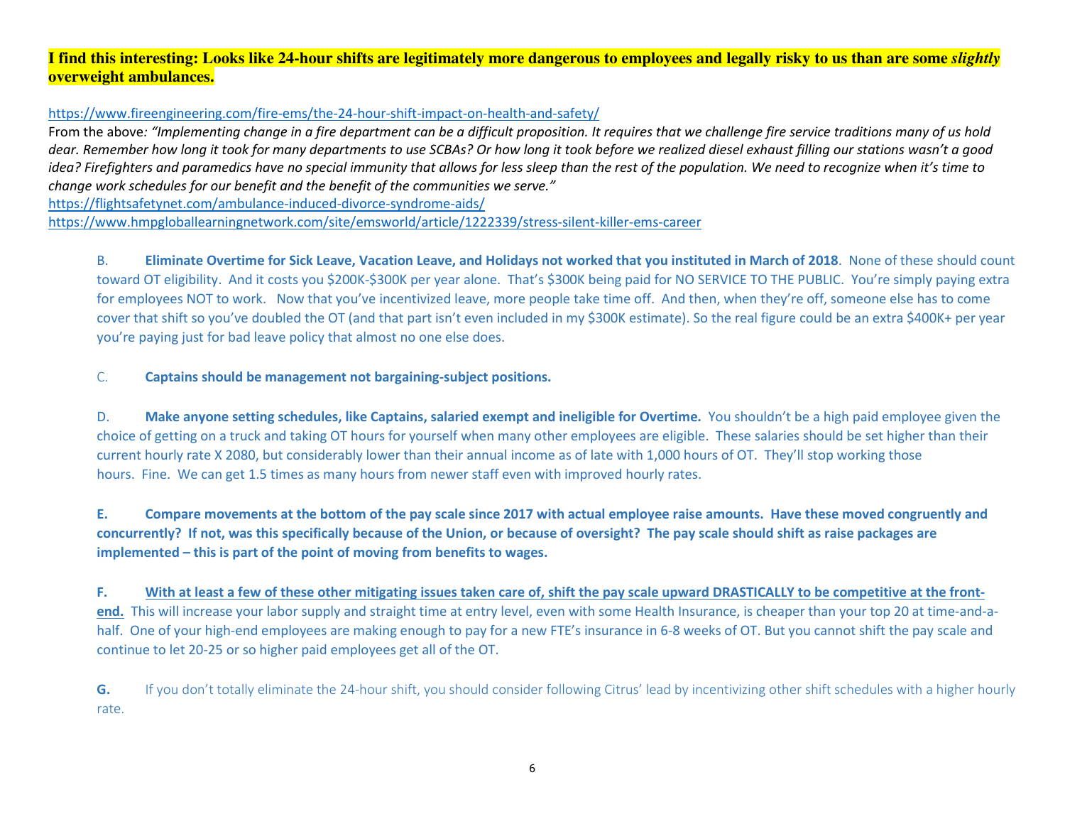**I find this interesting: Looks like 24-hour shifts are legitimately more dangerous to employees and legally risky to us than are some *slightly* overweight ambulances.**

https://www.fireengineering.com/fire-ems/the-24-hour-shift-impact-on-health-and-safety/

From the above: *"Implementing change in a fire department can be a difficult proposition. It requires that we challenge fire service traditions many of us hold dear. Remember how long it took for many departments to use SCBAs? Or how long it took before we realized diesel exhaust filling our stations wasn't a good idea? Firefighters and paramedics have no special immunity that allows for less sleep than the rest of the population. We need to recognize when it's time to change work schedules for our benefit and the benefit of the communities we serve."*

https://flightsafetynet.com/ambulance-induced-divorce-syndrome-aids/

https://www.hmpgloballearningnetwork.com/site/emsworld/article/1222339/stress-silent-killer-ems-career

B. **Eliminate Overtime for Sick Leave, Vacation Leave, and Holidays not worked that you instituted in March of 2018**. None of these should count toward OT eligibility. And it costs you $200K-$300K per year alone. That's $300K being paid for NO SERVICE TO THE PUBLIC. You're simply paying extra for employees NOT to work. Now that you've incentivized leave, more people take time off. And then, when they're off, someone else has to come cover that shift so you've doubled the OT (and that part isn't even included in my $300K estimate). So the real figure could be an extra $400K+ per year you're paying just for bad leave policy that almost no one else does.

C. **Captains should be management not bargaining-subject positions.**

D. **Make anyone setting schedules, like Captains, salaried exempt and ineligible for Overtime.** You shouldn't be a high paid employee given the choice of getting on a truck and taking OT hours for yourself when many other employees are eligible. These salaries should be set higher than their current hourly rate X 2080, but considerably lower than their annual income as of late with 1,000 hours of OT. They'll stop working those hours. Fine. We can get 1.5 times as many hours from newer staff even with improved hourly rates.

**E. Compare movements at the bottom of the pay scale since 2017 with actual employee raise amounts. Have these moved congruently and concurrently? If not, was this specifically because of the Union, or because of oversight? The pay scale should shift as raise packages are implemented – this is part of the point of moving from benefits to wages.**

**F. <u>With at least a few of these other mitigating issues taken care of, shift the pay scale upward DRASTICALLY to be competitive at the front-end.</u>** This will increase your labor supply and straight time at entry level, even with some Health Insurance, is cheaper than your top 20 at time-and-a-half. One of your high-end employees are making enough to pay for a new FTE's insurance in 6-8 weeks of OT. But you cannot shift the pay scale and continue to let 20-25 or so higher paid employees get all of the OT.

**G.** If you don't totally eliminate the 24-hour shift, you should consider following Citrus' lead by incentivizing other shift schedules with a higher hourly rate.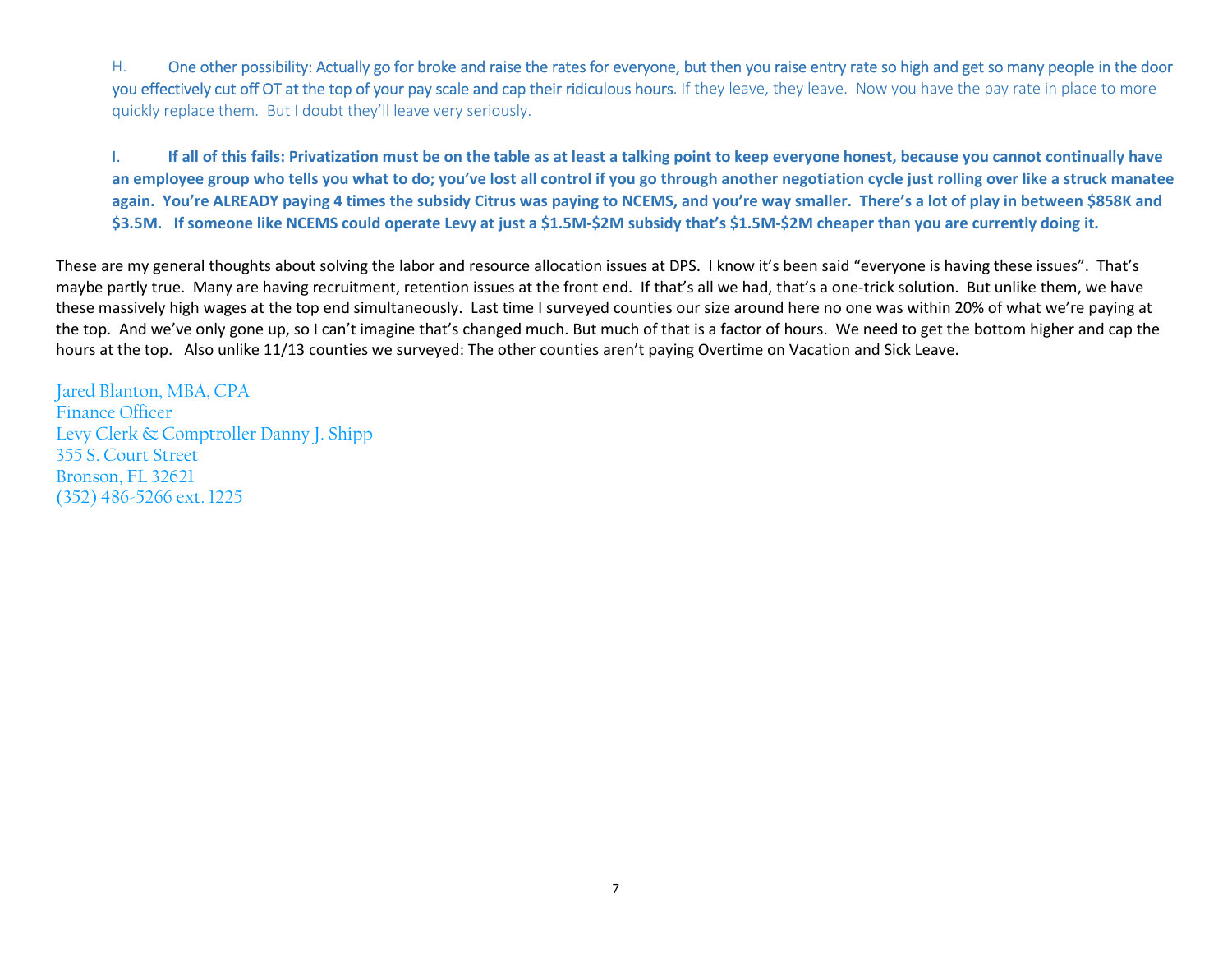H. One other possibility: Actually go for broke and raise the rates for everyone, but then you raise entry rate so high and get so many people in the door you effectively cut off OT at the top of your pay scale and cap their ridiculous hours. If they leave, they leave. Now you have the pay rate in place to more quickly replace them. But I doubt they'll leave very seriously.

I. **If all of this fails: Privatization must be on the table as at least a talking point to keep everyone honest, because you cannot continually have an employee group who tells you what to do; you've lost all control if you go through another negotiation cycle just rolling over like a struck manatee again. You're ALREADY paying 4 times the subsidy Citrus was paying to NCEMS, and you're way smaller. There's a lot of play in between $858K and $3.5M. If someone like NCEMS could operate Levy at just a $1.5M-$2M subsidy that's $1.5M-$2M cheaper than you are currently doing it.**

These are my general thoughts about solving the labor and resource allocation issues at DPS. I know it's been said "everyone is having these issues". That's maybe partly true. Many are having recruitment, retention issues at the front end. If that's all we had, that's a one-trick solution. But unlike them, we have these massively high wages at the top end simultaneously. Last time I surveyed counties our size around here no one was within 20% of what we're paying at the top. And we've only gone up, so I can't imagine that's changed much. But much of that is a factor of hours. We need to get the bottom higher and cap the hours at the top. Also unlike 11/13 counties we surveyed: The other counties aren't paying Overtime on Vacation and Sick Leave.

Jared Blanton, MBA, CPA
Finance Officer
Levy Clerk & Comptroller Danny J. Shipp
355 S. Court Street
Bronson, FL 32621
(352) 486-5266 ext. 1225